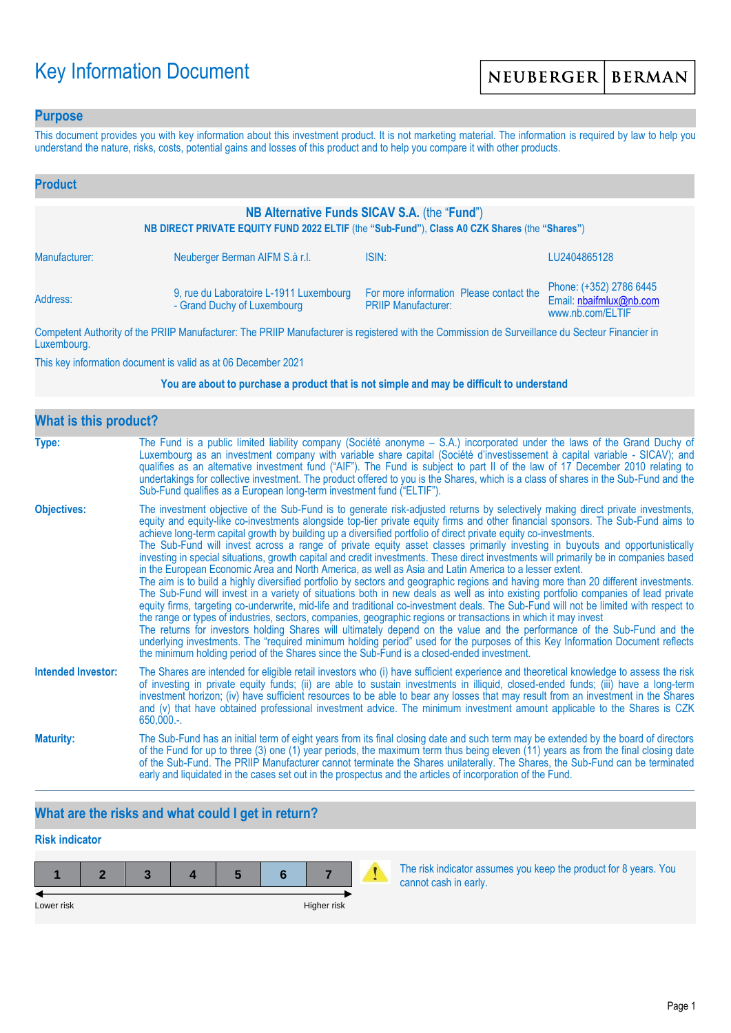# Key Information Document

NEUBERGER | BERMAN

## Purpose

This document provides you with key information about this investment product. It is not marketing material. The information is required by law to help you understand the nature, risks, costs, potential gains and losses of this product and to help you compare it with other products.

## Product

**NB Alternative Funds SICAV S.A.** (the "**Fund**")

**NB DIRECT PRIVATE EQUITY FUND 2022 ELTIF** (the **"Sub-Fund"**), **Class A0 CZK Shares** (the **"Shares"**)

| | | | |
|---|---|---|---|
| Manufacturer: | Neuberger Berman AIFM S.à r.l. | ISIN: | LU2404865128 |
| Address: | 9, rue du Laboratoire L-1911 Luxembourg - Grand Duchy of Luxembourg | For more information Please contact the PRIIP Manufacturer: | Phone: (+352) 2786 6445<br>Email: nbaifmlux@nb.com<br>www.nb.com/ELTIF |

Competent Authority of the PRIIP Manufacturer: The PRIIP Manufacturer is registered with the Commission de Surveillance du Secteur Financier in Luxembourg.

This key information document is valid as at 06 December 2021

**You are about to purchase a product that is not simple and may be difficult to understand**

## What is this product?

**Type:** The Fund is a public limited liability company (Société anonyme – S.A.) incorporated under the laws of the Grand Duchy of Luxembourg as an investment company with variable share capital (Société d'investissement à capital variable - SICAV); and qualifies as an alternative investment fund ("AIF"). The Fund is subject to part II of the law of 17 December 2010 relating to undertakings for collective investment. The product offered to you is the Shares, which is a class of shares in the Sub-Fund and the Sub-Fund qualifies as a European long-term investment fund ("ELTIF").

**Objectives:** The investment objective of the Sub-Fund is to generate risk-adjusted returns by selectively making direct private investments, equity and equity-like co-investments alongside top-tier private equity firms and other financial sponsors. The Sub-Fund aims to achieve long-term capital growth by building up a diversified portfolio of direct private equity co-investments.
The Sub-Fund will invest across a range of private equity asset classes primarily investing in buyouts and opportunistically investing in special situations, growth capital and credit investments. These direct investments will primarily be in companies based in the European Economic Area and North America, as well as Asia and Latin America to a lesser extent.
The aim is to build a highly diversified portfolio by sectors and geographic regions and having more than 20 different investments. The Sub-Fund will invest in a variety of situations both in new deals as well as into existing portfolio companies of lead private equity firms, targeting co-underwrite, mid-life and traditional co-investment deals. The Sub-Fund will not be limited with respect to the range or types of industries, sectors, companies, geographic regions or transactions in which it may invest
The returns for investors holding Shares will ultimately depend on the value and the performance of the Sub-Fund and the underlying investments. The "required minimum holding period" used for the purposes of this Key Information Document reflects the minimum holding period of the Shares since the Sub-Fund is a closed-ended investment.

**Intended Investor:** The Shares are intended for eligible retail investors who (i) have sufficient experience and theoretical knowledge to assess the risk of investing in private equity funds; (ii) are able to sustain investments in illiquid, closed-ended funds; (iii) have a long-term investment horizon; (iv) have sufficient resources to be able to bear any losses that may result from an investment in the Shares and (v) that have obtained professional investment advice. The minimum investment amount applicable to the Shares is CZK 650,000.-.

**Maturity:** The Sub-Fund has an initial term of eight years from its final closing date and such term may be extended by the board of directors of the Fund for up to three (3) one (1) year periods, the maximum term thus being eleven (11) years as from the final closing date of the Sub-Fund. The PRIIP Manufacturer cannot terminate the Shares unilaterally. The Shares, the Sub-Fund can be terminated early and liquidated in the cases set out in the prospectus and the articles of incorporation of the Fund.

## What are the risks and what could I get in return?

### Risk indicator

| 1 | 2 | 3 | 4 | 5 | **6** | 7 |
|---|---|---|---|---|---|---|

Lower risk ← → Higher risk

The risk indicator assumes you keep the product for 8 years. You cannot cash in early.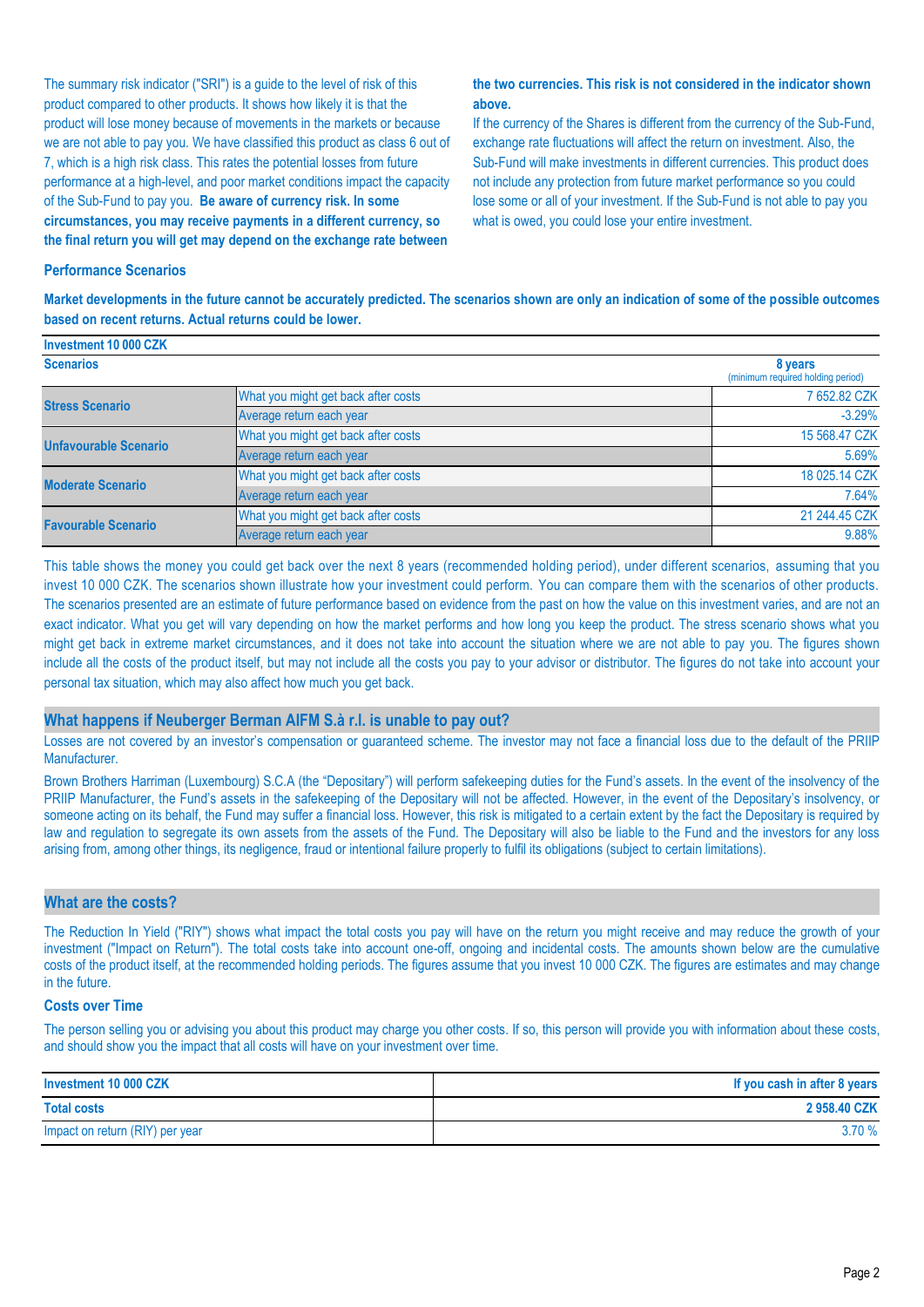The summary risk indicator ("SRI") is a guide to the level of risk of this product compared to other products. It shows how likely it is that the product will lose money because of movements in the markets or because we are not able to pay you. We have classified this product as class 6 out of 7, which is a high risk class. This rates the potential losses from future performance at a high-level, and poor market conditions impact the capacity of the Sub-Fund to pay you. **Be aware of currency risk. In some circumstances, you may receive payments in a different currency, so the final return you will get may depend on the exchange rate between the two currencies. This risk is not considered in the indicator shown above.**

If the currency of the Shares is different from the currency of the Sub-Fund, exchange rate fluctuations will affect the return on investment. Also, the Sub-Fund will make investments in different currencies. This product does not include any protection from future market performance so you could lose some or all of your investment. If the Sub-Fund is not able to pay you what is owed, you could lose your entire investment.

### Performance Scenarios

**Market developments in the future cannot be accurately predicted. The scenarios shown are only an indication of some of the possible outcomes based on recent returns. Actual returns could be lower.**

| **Investment 10 000 CZK** | | |
|---|---|---|
| **Scenarios** | | **8 years** (minimum required holding period) |
| **Stress Scenario** | What you might get back after costs | 7 652.82 CZK |
| | Average return each year | -3.29% |
| **Unfavourable Scenario** | What you might get back after costs | 15 568.47 CZK |
| | Average return each year | 5.69% |
| **Moderate Scenario** | What you might get back after costs | 18 025.14 CZK |
| | Average return each year | 7.64% |
| **Favourable Scenario** | What you might get back after costs | 21 244.45 CZK |
| | Average return each year | 9.88% |

This table shows the money you could get back over the next 8 years (recommended holding period), under different scenarios, assuming that you invest 10 000 CZK. The scenarios shown illustrate how your investment could perform. You can compare them with the scenarios of other products. The scenarios presented are an estimate of future performance based on evidence from the past on how the value on this investment varies, and are not an exact indicator. What you get will vary depending on how the market performs and how long you keep the product. The stress scenario shows what you might get back in extreme market circumstances, and it does not take into account the situation where we are not able to pay you. The figures shown include all the costs of the product itself, but may not include all the costs you pay to your advisor or distributor. The figures do not take into account your personal tax situation, which may also affect how much you get back.

## What happens if Neuberger Berman AIFM S.à r.l. is unable to pay out?

Losses are not covered by an investor's compensation or guaranteed scheme. The investor may not face a financial loss due to the default of the PRIIP Manufacturer.

Brown Brothers Harriman (Luxembourg) S.C.A (the "Depositary") will perform safekeeping duties for the Fund's assets. In the event of the insolvency of the PRIIP Manufacturer, the Fund's assets in the safekeeping of the Depositary will not be affected. However, in the event of the Depositary's insolvency, or someone acting on its behalf, the Fund may suffer a financial loss. However, this risk is mitigated to a certain extent by the fact the Depositary is required by law and regulation to segregate its own assets from the assets of the Fund. The Depositary will also be liable to the Fund and the investors for any loss arising from, among other things, its negligence, fraud or intentional failure properly to fulfil its obligations (subject to certain limitations).

## What are the costs?

The Reduction In Yield ("RIY") shows what impact the total costs you pay will have on the return you might receive and may reduce the growth of your investment ("Impact on Return"). The total costs take into account one-off, ongoing and incidental costs. The amounts shown below are the cumulative costs of the product itself, at the recommended holding periods. The figures assume that you invest 10 000 CZK. The figures are estimates and may change in the future.

### Costs over Time

The person selling you or advising you about this product may charge you other costs. If so, this person will provide you with information about these costs, and should show you the impact that all costs will have on your investment over time.

| **Investment 10 000 CZK** | **If you cash in after 8 years** |
|---|---|
| **Total costs** | **2 958.40 CZK** |
| Impact on return (RIY) per year | 3.70 % |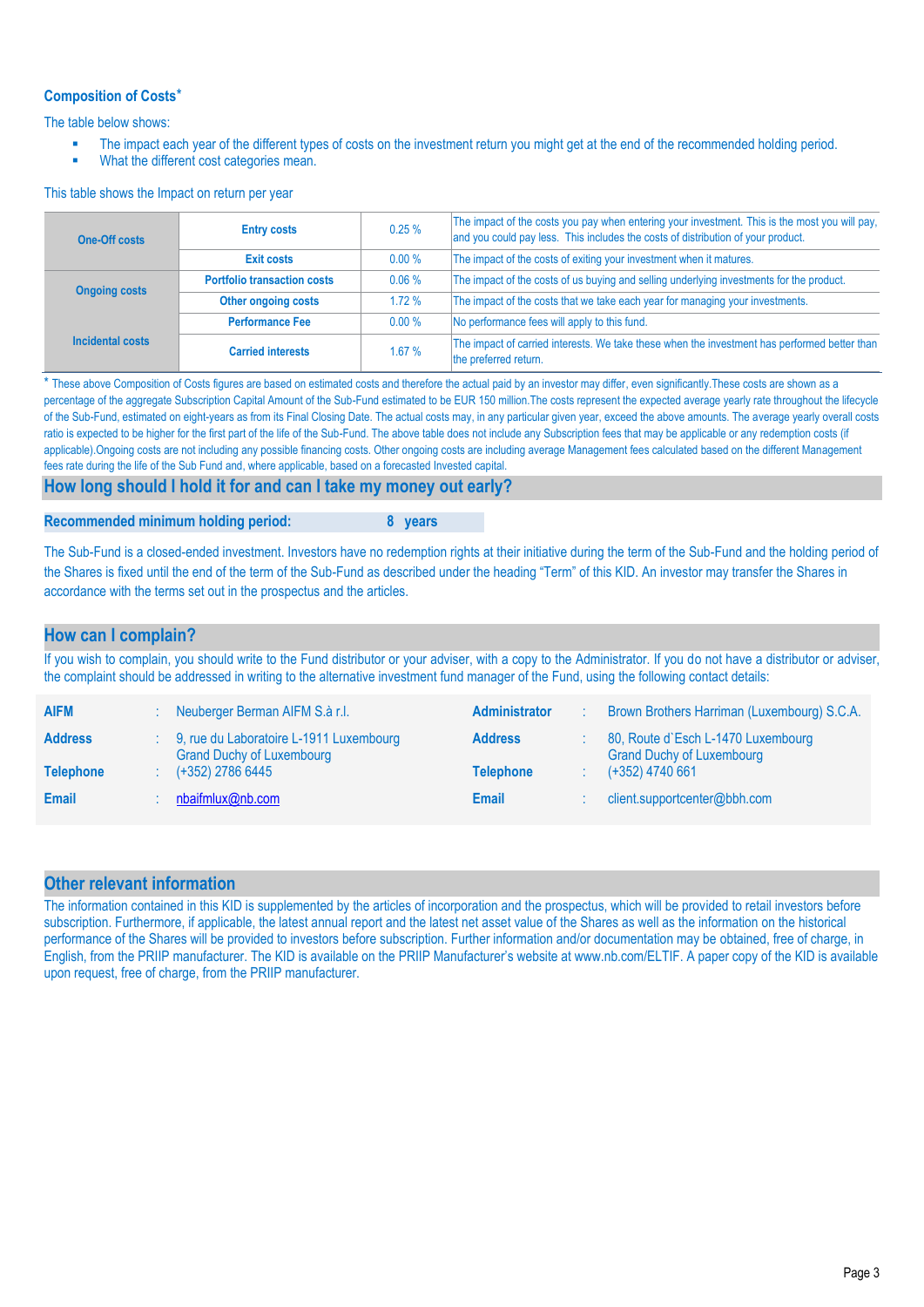## Composition of Costs*

The table below shows:

- The impact each year of the different types of costs on the investment return you might get at the end of the recommended holding period.
- What the different cost categories mean.

This table shows the Impact on return per year

| | | | |
|---|---|---|---|
| **One-Off costs** | **Entry costs** | 0.25 % | The impact of the costs you pay when entering your investment. This is the most you will pay, and you could pay less. This includes the costs of distribution of your product. |
| | **Exit costs** | 0.00 % | The impact of the costs of exiting your investment when it matures. |
| **Ongoing costs** | **Portfolio transaction costs** | 0.06 % | The impact of the costs of us buying and selling underlying investments for the product. |
| | **Other ongoing costs** | 1.72 % | The impact of the costs that we take each year for managing your investments. |
| **Incidental costs** | **Performance Fee** | 0.00 % | No performance fees will apply to this fund. |
| | **Carried interests** | 1.67 % | The impact of carried interests. We take these when the investment has performed better than the preferred return. |

* These above Composition of Costs figures are based on estimated costs and therefore the actual paid by an investor may differ, even significantly.These costs are shown as a percentage of the aggregate Subscription Capital Amount of the Sub-Fund estimated to be EUR 150 million.The costs represent the expected average yearly rate throughout the lifecycle of the Sub-Fund, estimated on eight-years as from its Final Closing Date. The actual costs may, in any particular given year, exceed the above amounts. The average yearly overall costs ratio is expected to be higher for the first part of the life of the Sub-Fund. The above table does not include any Subscription fees that may be applicable or any redemption costs (if applicable).Ongoing costs are not including any possible financing costs. Other ongoing costs are including average Management fees calculated based on the different Management fees rate during the life of the Sub Fund and, where applicable, based on a forecasted Invested capital.

## How long should I hold it for and can I take my money out early?

**Recommended minimum holding period: 8 years**

The Sub-Fund is a closed-ended investment. Investors have no redemption rights at their initiative during the term of the Sub-Fund and the holding period of the Shares is fixed until the end of the term of the Sub-Fund as described under the heading "Term" of this KID. An investor may transfer the Shares in accordance with the terms set out in the prospectus and the articles.

## How can I complain?

If you wish to complain, you should write to the Fund distributor or your adviser, with a copy to the Administrator. If you do not have a distributor or adviser, the complaint should be addressed in writing to the alternative investment fund manager of the Fund, using the following contact details:

| | | | |
|---|---|---|---|
| **AIFM** | Neuberger Berman AIFM S.à r.l. | **Administrator** | Brown Brothers Harriman (Luxembourg) S.C.A. |
| **Address** | 9, rue du Laboratoire L-1911 Luxembourg Grand Duchy of Luxembourg | **Address** | 80, Route d`Esch L-1470 Luxembourg Grand Duchy of Luxembourg |
| **Telephone** | (+352) 2786 6445 | **Telephone** | (+352) 4740 661 |
| **Email** | nbaifmlux@nb.com | **Email** | client.supportcenter@bbh.com |

## Other relevant information

The information contained in this KID is supplemented by the articles of incorporation and the prospectus, which will be provided to retail investors before subscription. Furthermore, if applicable, the latest annual report and the latest net asset value of the Shares as well as the information on the historical performance of the Shares will be provided to investors before subscription. Further information and/or documentation may be obtained, free of charge, in English, from the PRIIP manufacturer. The KID is available on the PRIIP Manufacturer's website at www.nb.com/ELTIF. A paper copy of the KID is available upon request, free of charge, from the PRIIP manufacturer.